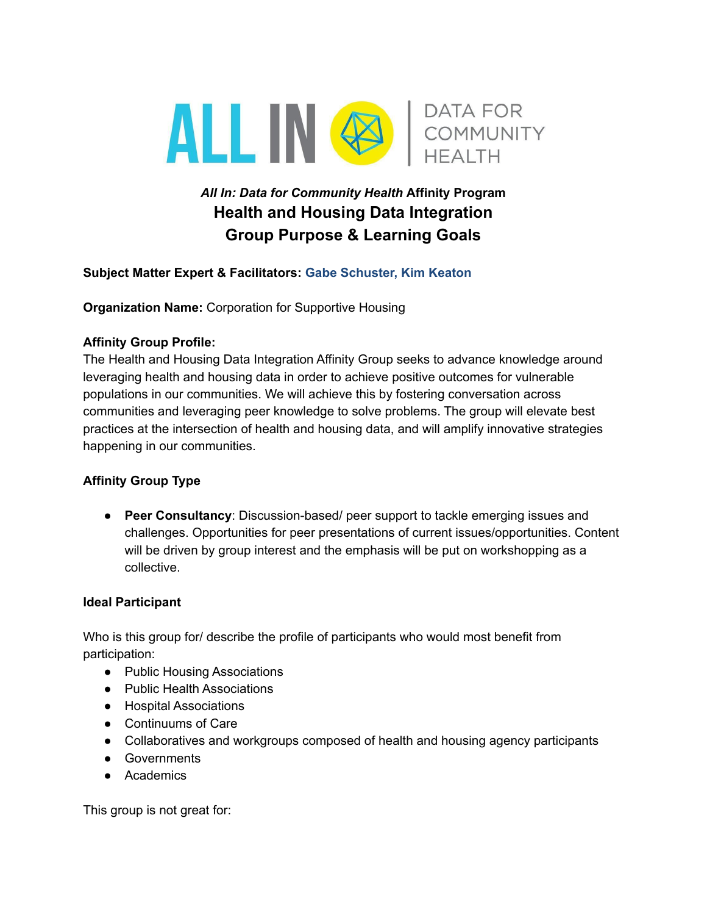ALL IN | DATA FOR COMMUNITY HEALTH

***All In: Data for Community Health*** **Affinity Program**

## Health and Housing Data Integration
## Group Purpose & Learning Goals

**Subject Matter Expert & Facilitators:** **Gabe Schuster, Kim Keaton**

**Organization Name:** Corporation for Supportive Housing

**Affinity Group Profile:**
The Health and Housing Data Integration Affinity Group seeks to advance knowledge around leveraging health and housing data in order to achieve positive outcomes for vulnerable populations in our communities. We will achieve this by fostering conversation across communities and leveraging peer knowledge to solve problems. The group will elevate best practices at the intersection of health and housing data, and will amplify innovative strategies happening in our communities.

**Affinity Group Type**

- **Peer Consultancy**: Discussion-based/ peer support to tackle emerging issues and challenges. Opportunities for peer presentations of current issues/opportunities. Content will be driven by group interest and the emphasis will be put on workshopping as a collective.

**Ideal Participant**

Who is this group for/ describe the profile of participants who would most benefit from participation:

- Public Housing Associations
- Public Health Associations
- Hospital Associations
- Continuums of Care
- Collaboratives and workgroups composed of health and housing agency participants
- Governments
- Academics

This group is not great for: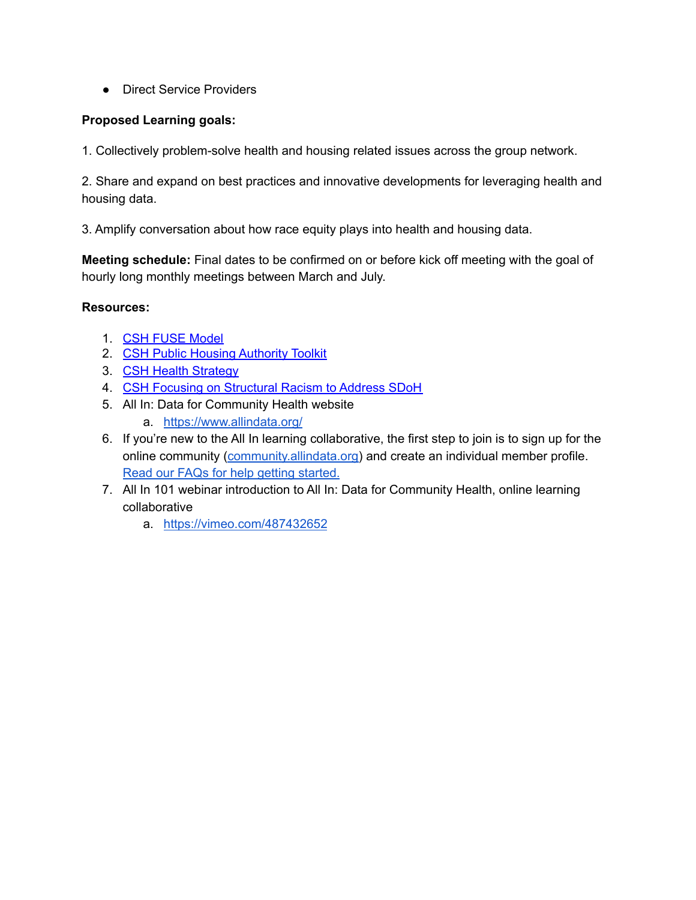- Direct Service Providers

**Proposed Learning goals:**

1. Collectively problem-solve health and housing related issues across the group network.

2. Share and expand on best practices and innovative developments for leveraging health and housing data.

3. Amplify conversation about how race equity plays into health and housing data.

**Meeting schedule:** Final dates to be confirmed on or before kick off meeting with the goal of hourly long monthly meetings between March and July.

**Resources:**

1. CSH FUSE Model
2. CSH Public Housing Authority Toolkit
3. CSH Health Strategy
4. CSH Focusing on Structural Racism to Address SDoH
5. All In: Data for Community Health website
   a. https://www.allindata.org/
6. If you're new to the All In learning collaborative, the first step to join is to sign up for the online community (community.allindata.org) and create an individual member profile. Read our FAQs for help getting started.
7. All In 101 webinar introduction to All In: Data for Community Health, online learning collaborative
   a. https://vimeo.com/487432652